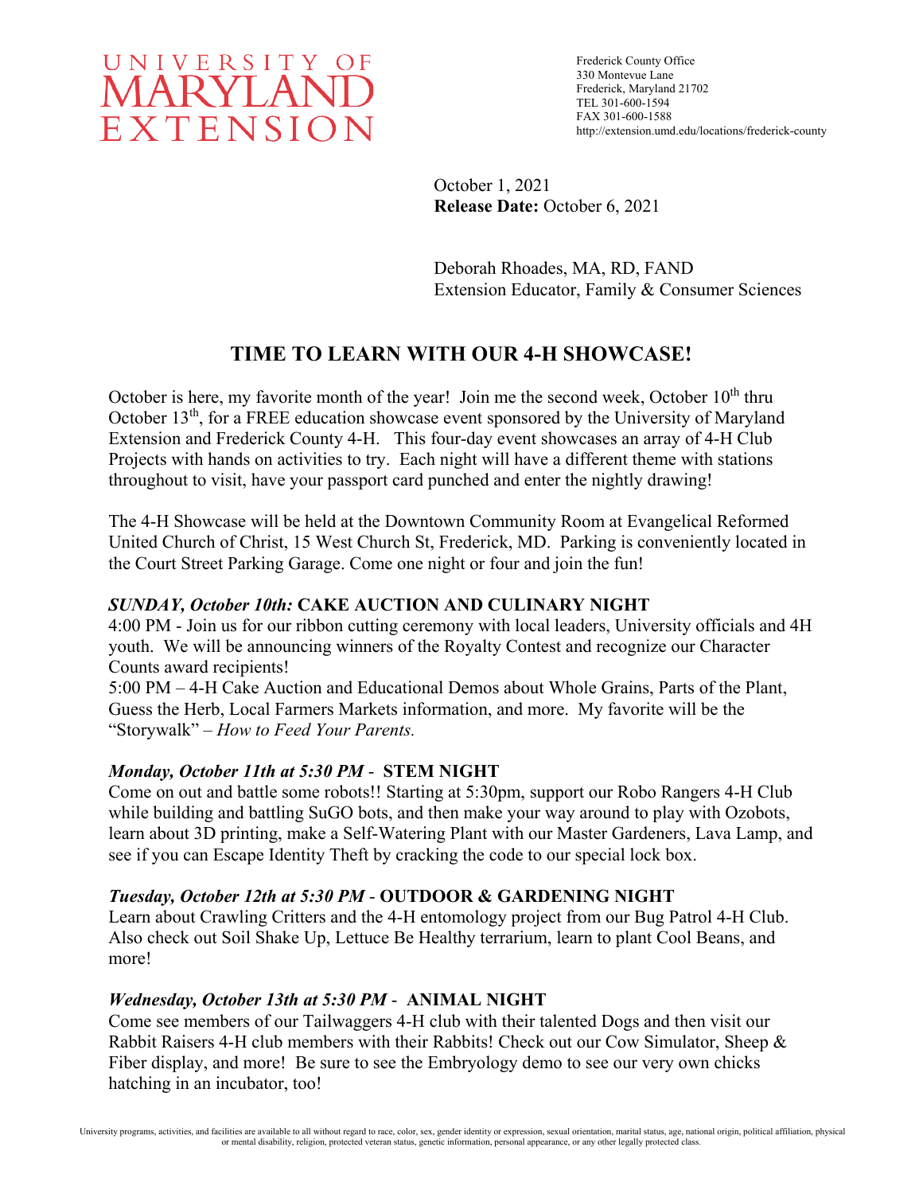UNIVERSITY OF MARYLAND EXTENSION

Frederick County Office
330 Montevue Lane
Frederick, Maryland 21702
TEL 301-600-1594
FAX 301-600-1588
http://extension.umd.edu/locations/frederick-county

October 1, 2021
**Release Date:** October 6, 2021

Deborah Rhoades, MA, RD, FAND
Extension Educator, Family & Consumer Sciences

# TIME TO LEARN WITH OUR 4-H SHOWCASE!

October is here, my favorite month of the year! Join me the second week, October 10th thru October 13th, for a FREE education showcase event sponsored by the University of Maryland Extension and Frederick County 4-H. This four-day event showcases an array of 4-H Club Projects with hands on activities to try. Each night will have a different theme with stations throughout to visit, have your passport card punched and enter the nightly drawing!

The 4-H Showcase will be held at the Downtown Community Room at Evangelical Reformed United Church of Christ, 15 West Church St, Frederick, MD. Parking is conveniently located in the Court Street Parking Garage. Come one night or four and join the fun!

### *SUNDAY, October 10th:* CAKE AUCTION AND CULINARY NIGHT

4:00 PM - Join us for our ribbon cutting ceremony with local leaders, University officials and 4H youth. We will be announcing winners of the Royalty Contest and recognize our Character Counts award recipients!

5:00 PM – 4-H Cake Auction and Educational Demos about Whole Grains, Parts of the Plant, Guess the Herb, Local Farmers Markets information, and more. My favorite will be the "Storywalk" – *How to Feed Your Parents.*

### *Monday, October 11th at 5:30 PM* - STEM NIGHT

Come on out and battle some robots!! Starting at 5:30pm, support our Robo Rangers 4-H Club while building and battling SuGO bots, and then make your way around to play with Ozobots, learn about 3D printing, make a Self-Watering Plant with our Master Gardeners, Lava Lamp, and see if you can Escape Identity Theft by cracking the code to our special lock box.

### *Tuesday, October 12th at 5:30 PM* - OUTDOOR & GARDENING NIGHT

Learn about Crawling Critters and the 4-H entomology project from our Bug Patrol 4-H Club. Also check out Soil Shake Up, Lettuce Be Healthy terrarium, learn to plant Cool Beans, and more!

### *Wednesday, October 13th at 5:30 PM* - ANIMAL NIGHT

Come see members of our Tailwaggers 4-H club with their talented Dogs and then visit our Rabbit Raisers 4-H club members with their Rabbits! Check out our Cow Simulator, Sheep & Fiber display, and more! Be sure to see the Embryology demo to see our very own chicks hatching in an incubator, too!

University programs, activities, and facilities are available to all without regard to race, color, sex, gender identity or expression, sexual orientation, marital status, age, national origin, political affiliation, physical or mental disability, religion, protected veteran status, genetic information, personal appearance, or any other legally protected class.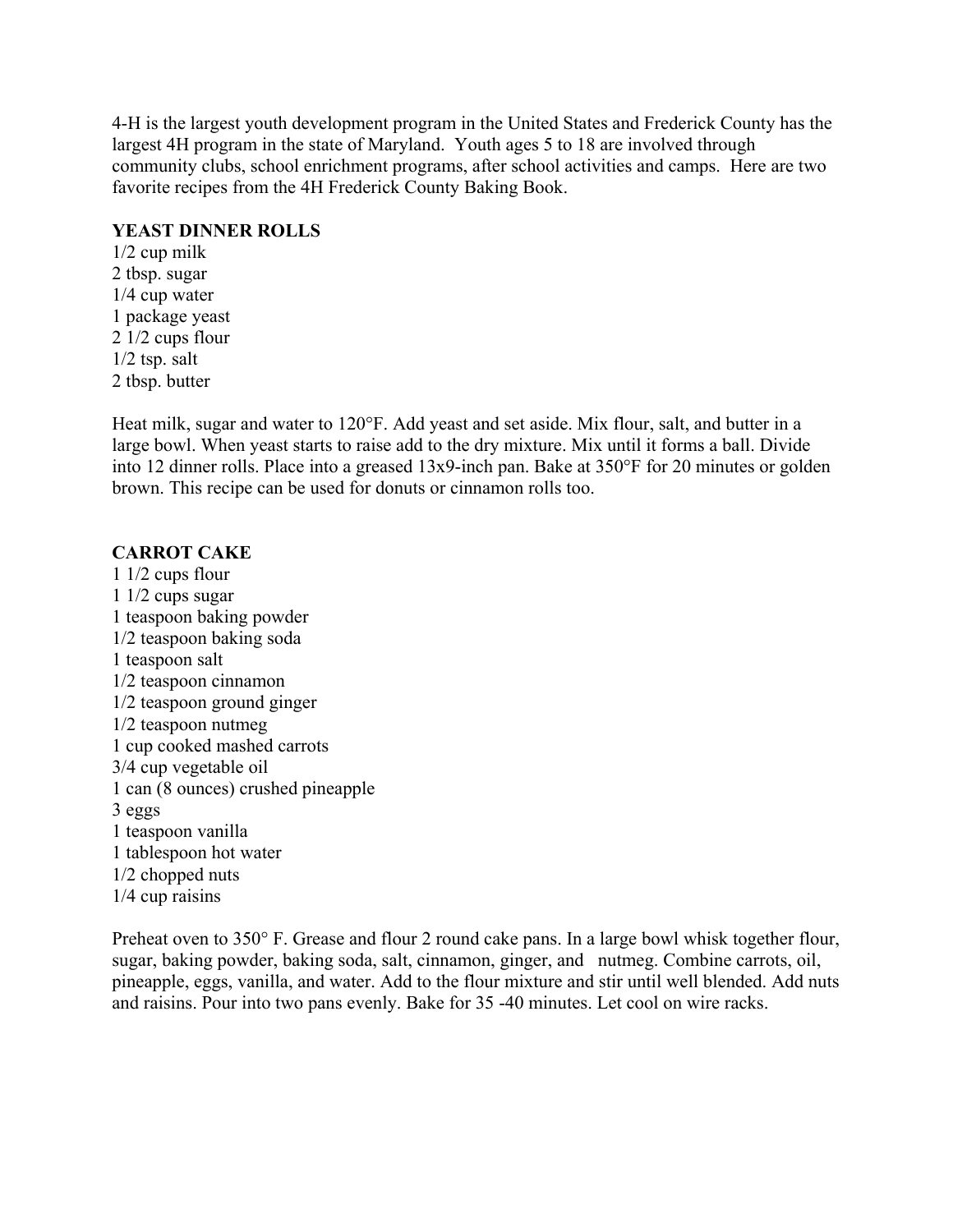4-H is the largest youth development program in the United States and Frederick County has the largest 4H program in the state of Maryland. Youth ages 5 to 18 are involved through community clubs, school enrichment programs, after school activities and camps. Here are two favorite recipes from the 4H Frederick County Baking Book.

**YEAST DINNER ROLLS**

1/2 cup milk
2 tbsp. sugar
1/4 cup water
1 package yeast
2 1/2 cups flour
1/2 tsp. salt
2 tbsp. butter

Heat milk, sugar and water to 120°F. Add yeast and set aside. Mix flour, salt, and butter in a large bowl. When yeast starts to raise add to the dry mixture. Mix until it forms a ball. Divide into 12 dinner rolls. Place into a greased 13x9-inch pan. Bake at 350°F for 20 minutes or golden brown. This recipe can be used for donuts or cinnamon rolls too.

**CARROT CAKE**

1 1/2 cups flour
1 1/2 cups sugar
1 teaspoon baking powder
1/2 teaspoon baking soda
1 teaspoon salt
1/2 teaspoon cinnamon
1/2 teaspoon ground ginger
1/2 teaspoon nutmeg
1 cup cooked mashed carrots
3/4 cup vegetable oil
1 can (8 ounces) crushed pineapple
3 eggs
1 teaspoon vanilla
1 tablespoon hot water
1/2 chopped nuts
1/4 cup raisins

Preheat oven to 350° F. Grease and flour 2 round cake pans. In a large bowl whisk together flour, sugar, baking powder, baking soda, salt, cinnamon, ginger, and nutmeg. Combine carrots, oil, pineapple, eggs, vanilla, and water. Add to the flour mixture and stir until well blended. Add nuts and raisins. Pour into two pans evenly. Bake for 35 -40 minutes. Let cool on wire racks.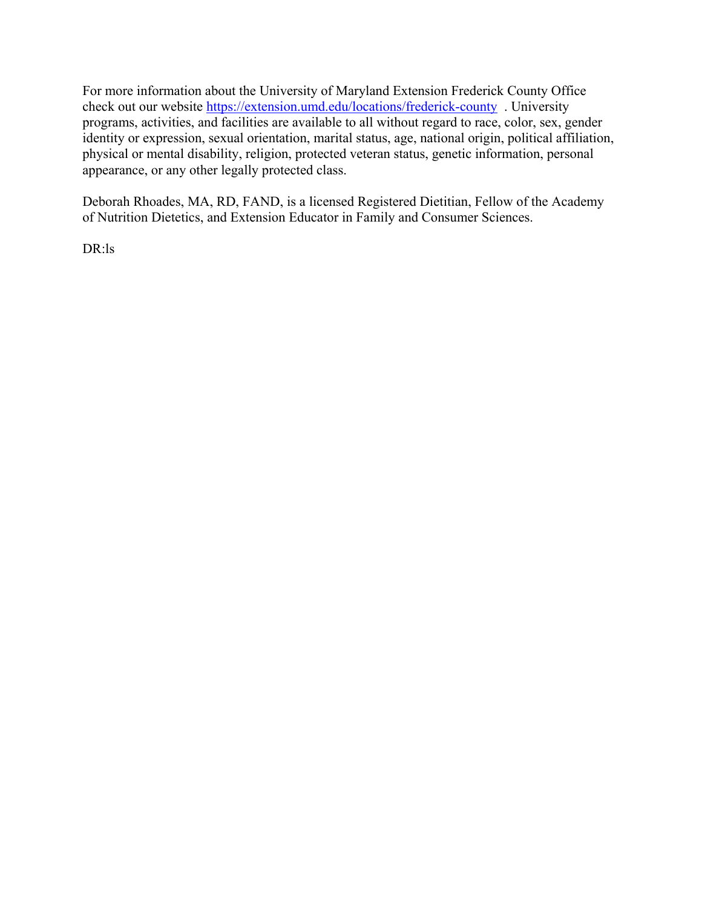For more information about the University of Maryland Extension Frederick County Office check out our website [https://extension.umd.edu/locations/frederick-county](https://extension.umd.edu/locations/frederick-county) . University programs, activities, and facilities are available to all without regard to race, color, sex, gender identity or expression, sexual orientation, marital status, age, national origin, political affiliation, physical or mental disability, religion, protected veteran status, genetic information, personal appearance, or any other legally protected class.

Deborah Rhoades, MA, RD, FAND, is a licensed Registered Dietitian, Fellow of the Academy of Nutrition Dietetics, and Extension Educator in Family and Consumer Sciences.

DR:ls